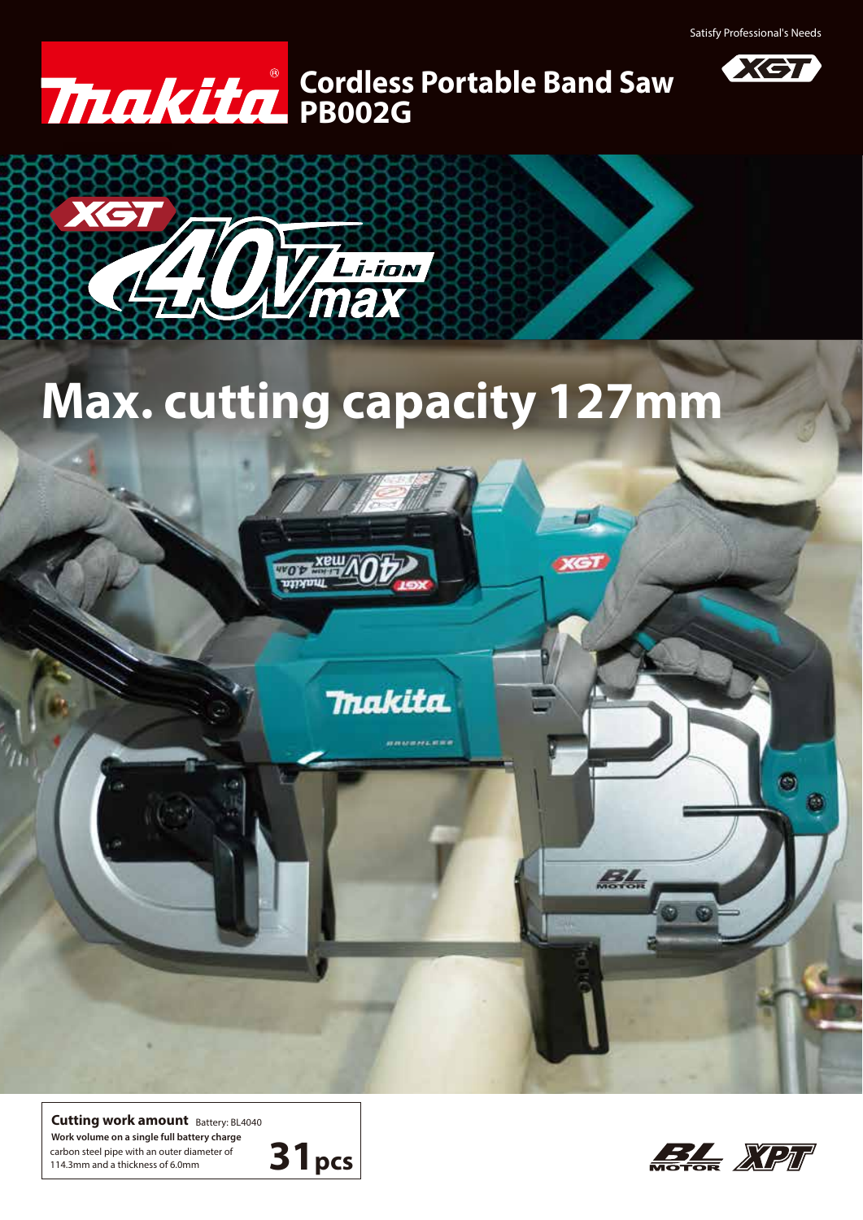Satisfy Professional's Needs

# Cordless Portable Band Saw PB002G

XGT 40Vmax Li-ion

## Max. cutting capacity 127mm

**Cutting work amount** Battery: BL4040

**Work volume on a single full battery charge**

carbon steel pipe with an outer diameter of 114.3mm and a thickness of 6.0mm

**31 pcs**

BL MOTOR XPT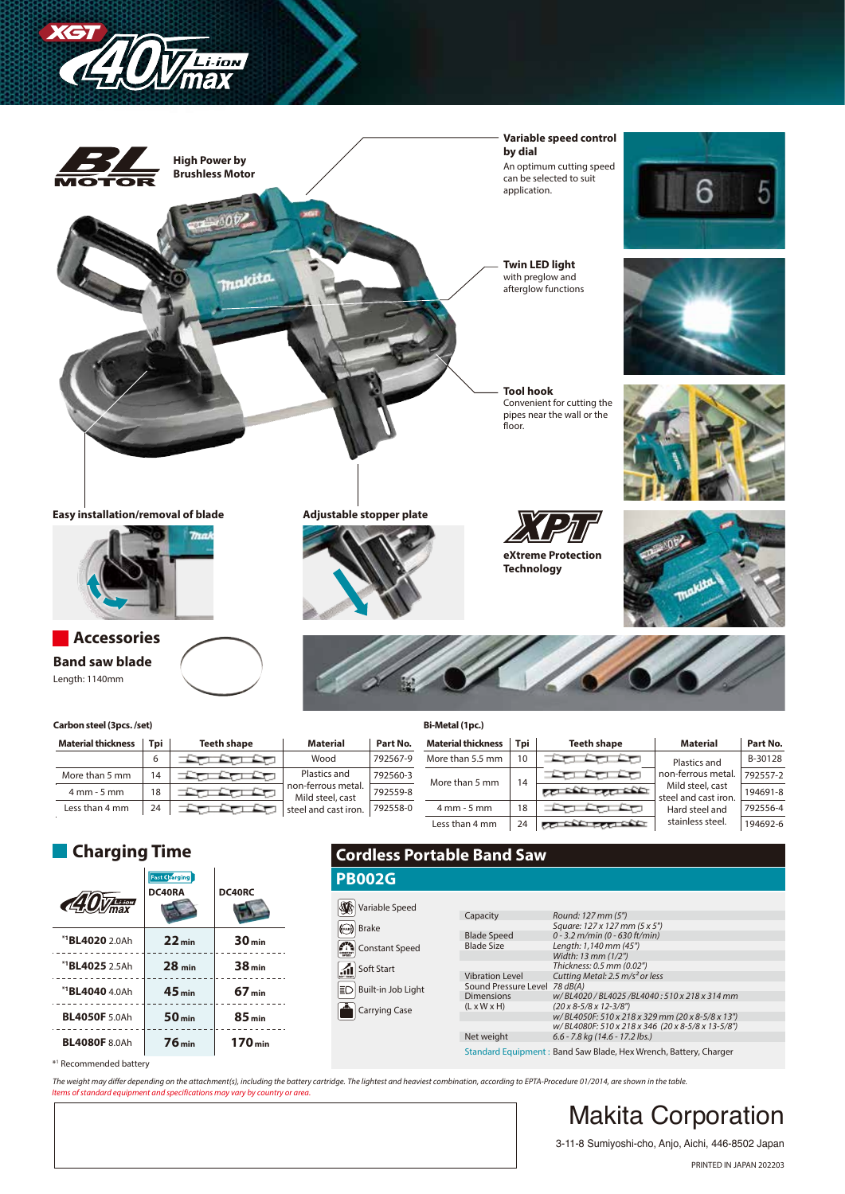XGT 40Vmax Li-ion

**High Power by Brushless Motor**

**Variable speed control by dial**
An optimum cutting speed can be selected to suit application.

**Twin LED light**
with preglow and afterglow functions

**Tool hook**
Convenient for cutting the pipes near the wall or the floor.

**Easy installation/removal of blade**

**Adjustable stopper plate**

**XPT**
**eXtreme Protection Technology**

## Accessories

**Band saw blade**
Length: 1140mm

**Carbon steel (3pcs. /set)**

| Material thickness | Tpi | Teeth shape | Material | Part No. |
|---|---|---|---|---|
| | 6 | | Wood | 792567-9 |
| More than 5 mm | 14 | | Plastics and non-ferrous metal. Mild steel, cast steel and cast iron. | 792560-3 |
| 4 mm - 5 mm | 18 | | | 792559-8 |
| Less than 4 mm | 24 | | | 792558-0 |

**Bi-Metal (1pc.)**

| Material thickness | Tpi | Teeth shape | Material | Part No. |
|---|---|---|---|---|
| More than 5.5 mm | 10 | | Plastics and non-ferrous metal. Mild steel, cast steel and cast iron. Hard steel and stainless steel. | B-30128 |
| More than 5 mm | 14 | | | 792557-2 |
| | | | | 194691-8 |
| 4 mm - 5 mm | 18 | | | 792556-4 |
| Less than 4 mm | 24 | | | 194692-6 |

## Charging Time

| 40Vmax Li-ion | DC40RA (Fast Charging) | DC40RC |
|---|---|---|
| *1 BL4020 2.0Ah | 22 min | 30 min |
| *1 BL4025 2.5Ah | 28 min | 38 min |
| *1 BL4040 4.0Ah | 45 min | 67 min |
| BL4050F 5.0Ah | 50 min | 85 min |
| BL4080F 8.0Ah | 76 min | 170 min |

*1 Recommended battery

## Cordless Portable Band Saw

## PB002G

- Variable Speed
- Brake
- Constant Speed
- Soft Start
- Built-in Job Light
- Carrying Case

| | |
|---|---|
| Capacity | *Round: 127 mm (5")* |
| | *Square: 127 x 127 mm (5 x 5")* |
| Blade Speed | *0 - 3.2 m/min (0 - 630 ft/min)* |
| Blade Size | *Length: 1,140 mm (45")* |
| | *Width: 13 mm (1/2")* |
| | *Thickness: 0.5 mm (0.02")* |
| Vibration Level | *Cutting Metal: 2.5 m/s² or less* |
| Sound Pressure Level | *78 dB(A)* |
| Dimensions (L x W x H) | *w/ BL4020 / BL4025 /BL4040 : 510 x 218 x 314 mm (20 x 8-5/8 x 12-3/8")* |
| | *w/ BL4050F: 510 x 218 x 329 mm (20 x 8-5/8 x 13")* |
| | *w/ BL4080F: 510 x 218 x 346 (20 x 8-5/8 x 13-5/8")* |
| Net weight | *6.6 - 7.8 kg (14.6 - 17.2 lbs.)* |

Standard Equipment : Band Saw Blade, Hex Wrench, Battery, Charger

*The weight may differ depending on the attachment(s), including the battery cartridge. The lightest and heaviest combination, according to EPTA-Procedure 01/2014, are shown in the table.*
*Items of standard equipment and specifications may vary by country or area.*

# Makita Corporation

3-11-8 Sumiyoshi-cho, Anjo, Aichi, 446-8502 Japan

PRINTED IN JAPAN 202203